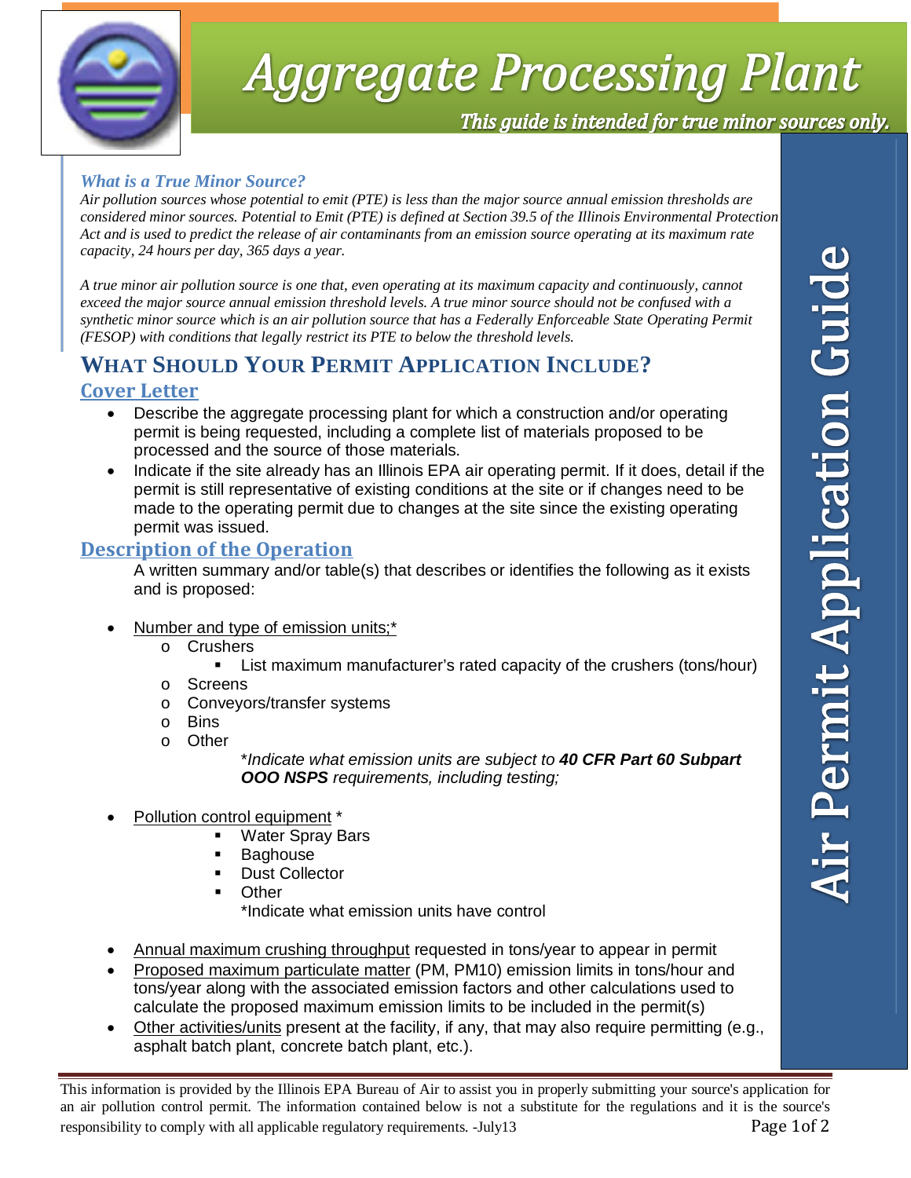# Aggregate Processing Plant

***This guide is intended for true minor sources only.***

## Air Permit Application Guide

***What is a True Minor Source?***

*Air pollution sources whose potential to emit (PTE) is less than the major source annual emission thresholds are considered minor sources. Potential to Emit (PTE) is defined at Section 39.5 of the Illinois Environmental Protection Act and is used to predict the release of air contaminants from an emission source operating at its maximum rate capacity, 24 hours per day, 365 days a year.*

*A true minor air pollution source is one that, even operating at its maximum capacity and continuously, cannot exceed the major source annual emission threshold levels. A true minor source should not be confused with a synthetic minor source which is an air pollution source that has a Federally Enforceable State Operating Permit (FESOP) with conditions that legally restrict its PTE to below the threshold levels.*

## WHAT SHOULD YOUR PERMIT APPLICATION INCLUDE?

### Cover Letter

- Describe the aggregate processing plant for which a construction and/or operating permit is being requested, including a complete list of materials proposed to be processed and the source of those materials.
- Indicate if the site already has an Illinois EPA air operating permit. If it does, detail if the permit is still representative of existing conditions at the site or if changes need to be made to the operating permit due to changes at the site since the existing operating permit was issued.

### Description of the Operation

A written summary and/or table(s) that describes or identifies the following as it exists and is proposed:

- Number and type of emission units;*
  - Crushers
    - List maximum manufacturer's rated capacity of the crushers (tons/hour)
  - Screens
  - Conveyors/transfer systems
  - Bins
  - Other

    **Indicate what emission units are subject to* ***40 CFR Part 60 Subpart OOO NSPS*** *requirements, including testing;*

- Pollution control equipment *
  - Water Spray Bars
  - Baghouse
  - Dust Collector
  - Other

    *Indicate what emission units have control

- Annual maximum crushing throughput requested in tons/year to appear in permit
- Proposed maximum particulate matter (PM, PM10) emission limits in tons/hour and tons/year along with the associated emission factors and other calculations used to calculate the proposed maximum emission limits to be included in the permit(s)
- Other activities/units present at the facility, if any, that may also require permitting (e.g., asphalt batch plant, concrete batch plant, etc.).

This information is provided by the Illinois EPA Bureau of Air to assist you in properly submitting your source's application for an air pollution control permit. The information contained below is not a substitute for the regulations and it is the source's responsibility to comply with all applicable regulatory requirements. -July13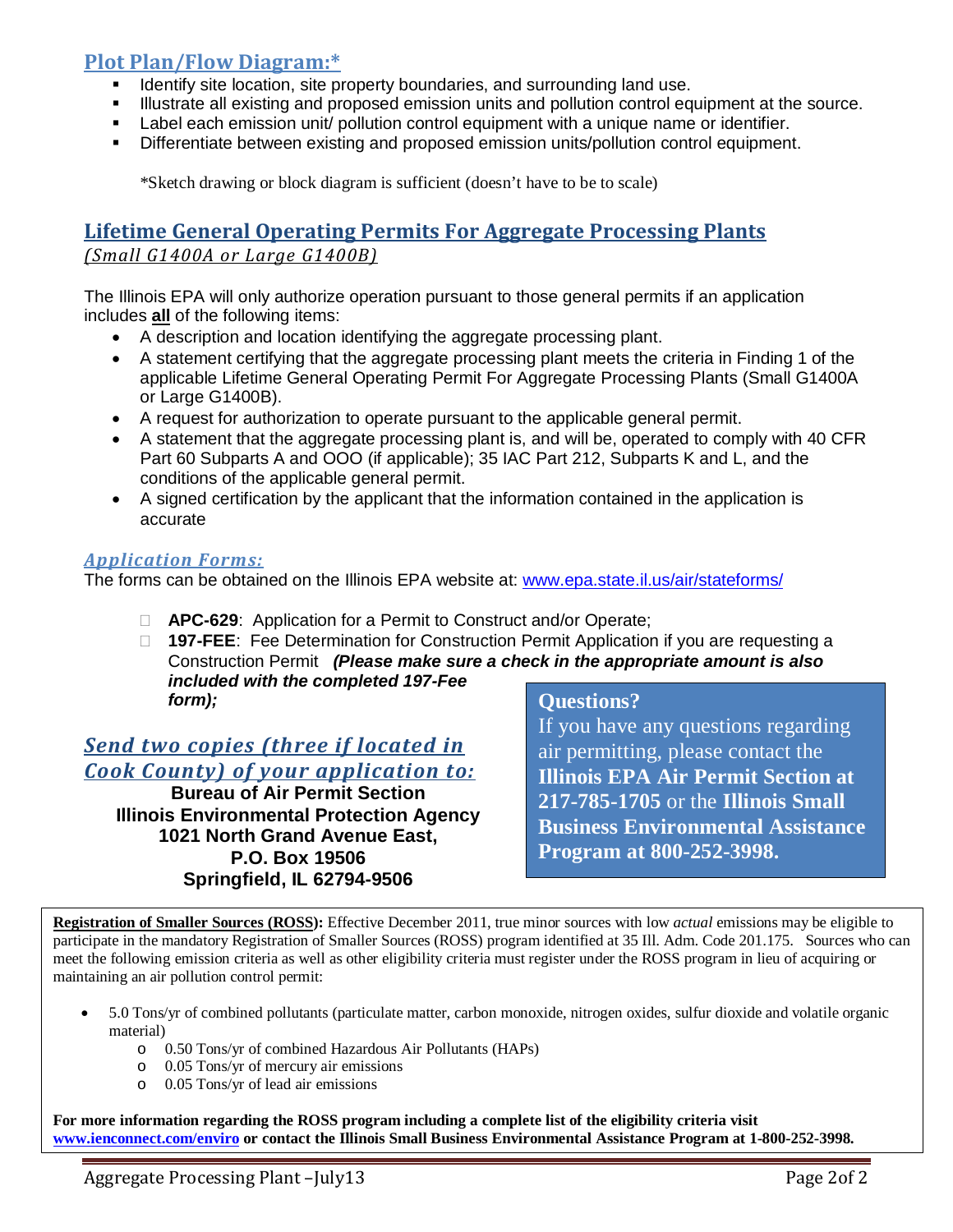## Plot Plan/Flow Diagram:*

- Identify site location, site property boundaries, and surrounding land use.
- Illustrate all existing and proposed emission units and pollution control equipment at the source.
- Label each emission unit/ pollution control equipment with a unique name or identifier.
- Differentiate between existing and proposed emission units/pollution control equipment.

*Sketch drawing or block diagram is sufficient (doesn't have to be to scale)

## Lifetime General Operating Permits For Aggregate Processing Plants

*(Small G1400A or Large G1400B)*

The Illinois EPA will only authorize operation pursuant to those general permits if an application includes **all** of the following items:

- A description and location identifying the aggregate processing plant.
- A statement certifying that the aggregate processing plant meets the criteria in Finding 1 of the applicable Lifetime General Operating Permit For Aggregate Processing Plants (Small G1400A or Large G1400B).
- A request for authorization to operate pursuant to the applicable general permit.
- A statement that the aggregate processing plant is, and will be, operated to comply with 40 CFR Part 60 Subparts A and OOO (if applicable); 35 IAC Part 212, Subparts K and L, and the conditions of the applicable general permit.
- A signed certification by the applicant that the information contained in the application is accurate

### *Application Forms:*

The forms can be obtained on the Illinois EPA website at: www.epa.state.il.us/air/stateforms/

- **APC-629**: Application for a Permit to Construct and/or Operate;
- **197-FEE**: Fee Determination for Construction Permit Application if you are requesting a Construction Permit ***(Please make sure a check in the appropriate amount is also included with the completed 197-Fee form);***

### *Send two copies (three if located in Cook County) of your application to:*

**Bureau of Air Permit Section**
**Illinois Environmental Protection Agency**
**1021 North Grand Avenue East,**
**P.O. Box 19506**
**Springfield, IL 62794-9506**

**Questions?**
If you have any questions regarding air permitting, please contact the **Illinois EPA Air Permit Section at 217-785-1705** or the **Illinois Small Business Environmental Assistance Program at 800-252-3998.**

**Registration of Smaller Sources (ROSS):** Effective December 2011, true minor sources with low *actual* emissions may be eligible to participate in the mandatory Registration of Smaller Sources (ROSS) program identified at 35 Ill. Adm. Code 201.175. Sources who can meet the following emission criteria as well as other eligibility criteria must register under the ROSS program in lieu of acquiring or maintaining an air pollution control permit:

- 5.0 Tons/yr of combined pollutants (particulate matter, carbon monoxide, nitrogen oxides, sulfur dioxide and volatile organic material)
  - 0.50 Tons/yr of combined Hazardous Air Pollutants (HAPs)
  - 0.05 Tons/yr of mercury air emissions
  - 0.05 Tons/yr of lead air emissions

**For more information regarding the ROSS program including a complete list of the eligibility criteria visit www.ienconnect.com/enviro or contact the Illinois Small Business Environmental Assistance Program at 1-800-252-3998.**